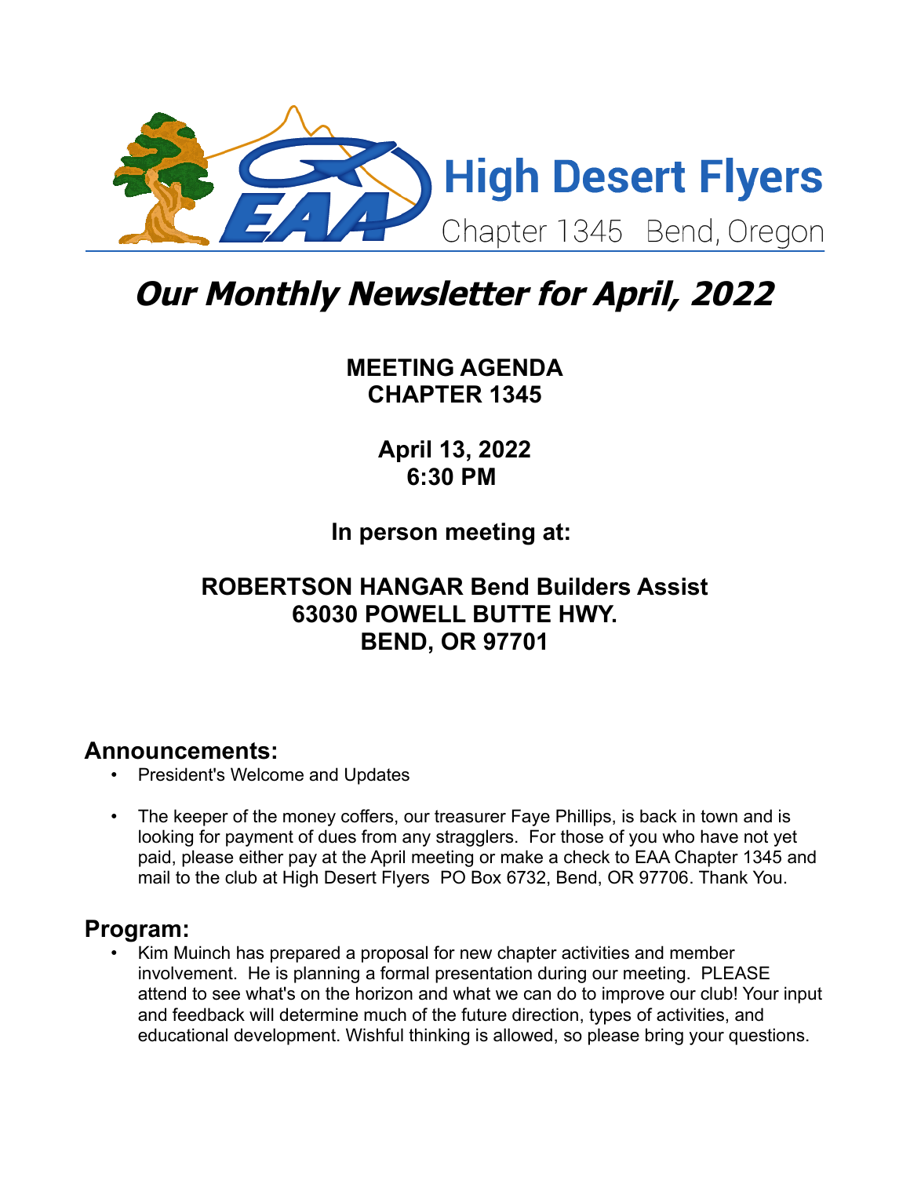High Desert Flyers

Chapter 1345 Bend, Oregon

# *Our Monthly Newsletter for April, 2022*

**MEETING AGENDA**
**CHAPTER 1345**

**April 13, 2022**
**6:30 PM**

**In person meeting at:**

**ROBERTSON HANGAR Bend Builders Assist**
**63030 POWELL BUTTE HWY.**
**BEND, OR 97701**

## Announcements:

- President's Welcome and Updates
- The keeper of the money coffers, our treasurer Faye Phillips, is back in town and is looking for payment of dues from any stragglers. For those of you who have not yet paid, please either pay at the April meeting or make a check to EAA Chapter 1345 and mail to the club at High Desert Flyers PO Box 6732, Bend, OR 97706. Thank You.

## Program:

- Kim Muinch has prepared a proposal for new chapter activities and member involvement. He is planning a formal presentation during our meeting. PLEASE attend to see what's on the horizon and what we can do to improve our club! Your input and feedback will determine much of the future direction, types of activities, and educational development. Wishful thinking is allowed, so please bring your questions.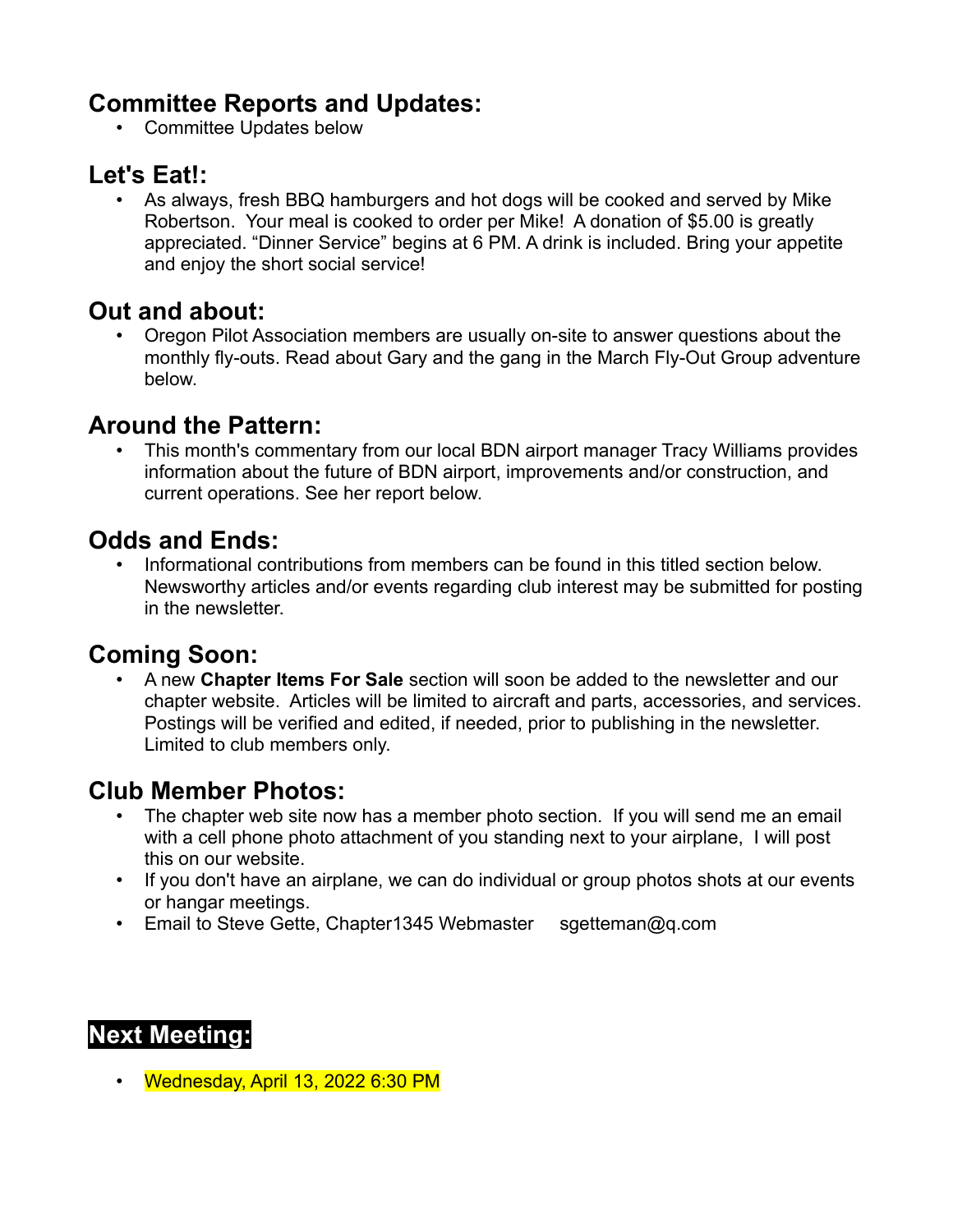## Committee Reports and Updates:

- Committee Updates below

## Let's Eat!:

- As always, fresh BBQ hamburgers and hot dogs will be cooked and served by Mike Robertson. Your meal is cooked to order per Mike! A donation of $5.00 is greatly appreciated. "Dinner Service" begins at 6 PM. A drink is included. Bring your appetite and enjoy the short social service!

## Out and about:

- Oregon Pilot Association members are usually on-site to answer questions about the monthly fly-outs. Read about Gary and the gang in the March Fly-Out Group adventure below.

## Around the Pattern:

- This month's commentary from our local BDN airport manager Tracy Williams provides information about the future of BDN airport, improvements and/or construction, and current operations. See her report below.

## Odds and Ends:

- Informational contributions from members can be found in this titled section below. Newsworthy articles and/or events regarding club interest may be submitted for posting in the newsletter.

## Coming Soon:

- A new **Chapter Items For Sale** section will soon be added to the newsletter and our chapter website. Articles will be limited to aircraft and parts, accessories, and services. Postings will be verified and edited, if needed, prior to publishing in the newsletter. Limited to club members only.

## Club Member Photos:

- The chapter web site now has a member photo section. If you will send me an email with a cell phone photo attachment of you standing next to your airplane, I will post this on our website.
- If you don't have an airplane, we can do individual or group photos shots at our events or hangar meetings.
- Email to Steve Gette, Chapter1345 Webmaster sgetteman@q.com

## Next Meeting:

- Wednesday, April 13, 2022 6:30 PM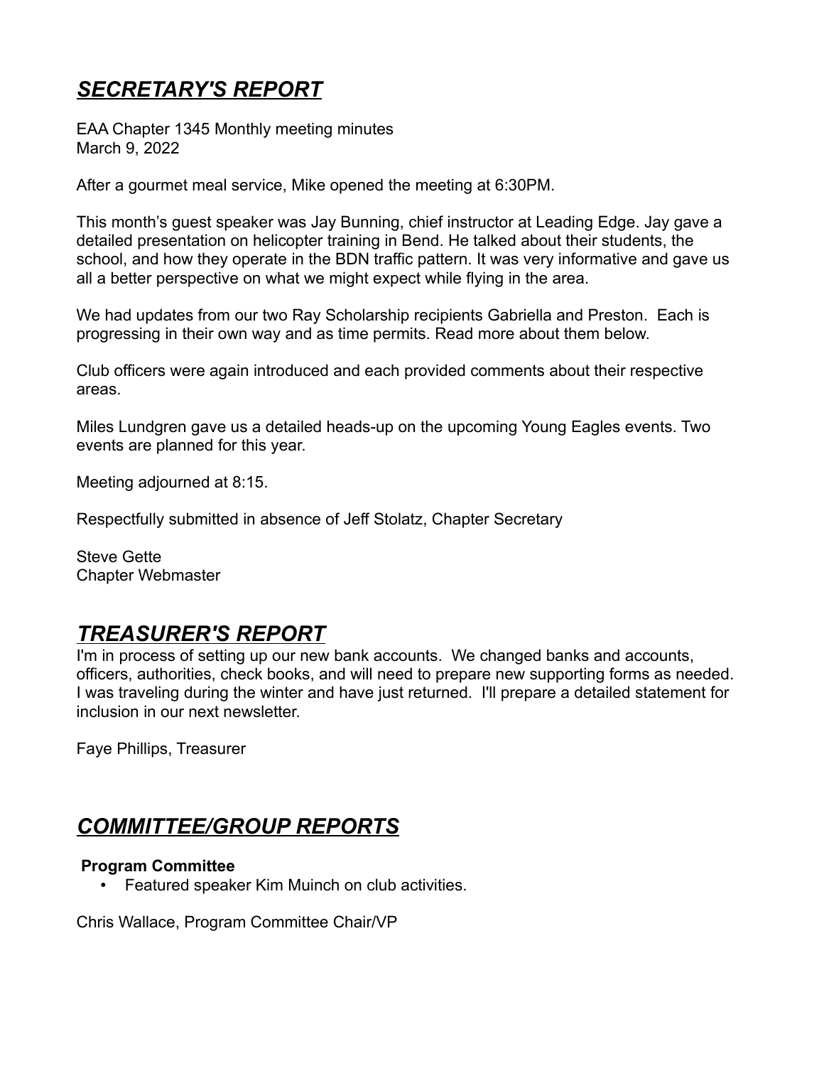## ***SECRETARY'S REPORT***

EAA Chapter 1345 Monthly meeting minutes
March 9, 2022

After a gourmet meal service, Mike opened the meeting at 6:30PM.

This month's guest speaker was Jay Bunning, chief instructor at Leading Edge. Jay gave a detailed presentation on helicopter training in Bend. He talked about their students, the school, and how they operate in the BDN traffic pattern. It was very informative and gave us all a better perspective on what we might expect while flying in the area.

We had updates from our two Ray Scholarship recipients Gabriella and Preston. Each is progressing in their own way and as time permits. Read more about them below.

Club officers were again introduced and each provided comments about their respective areas.

Miles Lundgren gave us a detailed heads-up on the upcoming Young Eagles events. Two events are planned for this year.

Meeting adjourned at 8:15.

Respectfully submitted in absence of Jeff Stolatz, Chapter Secretary

Steve Gette
Chapter Webmaster

## ***TREASURER'S REPORT***

I'm in process of setting up our new bank accounts. We changed banks and accounts, officers, authorities, check books, and will need to prepare new supporting forms as needed. I was traveling during the winter and have just returned. I'll prepare a detailed statement for inclusion in our next newsletter.

Faye Phillips, Treasurer

## ***COMMITTEE/GROUP REPORTS***

**Program Committee**

- Featured speaker Kim Muinch on club activities.

Chris Wallace, Program Committee Chair/VP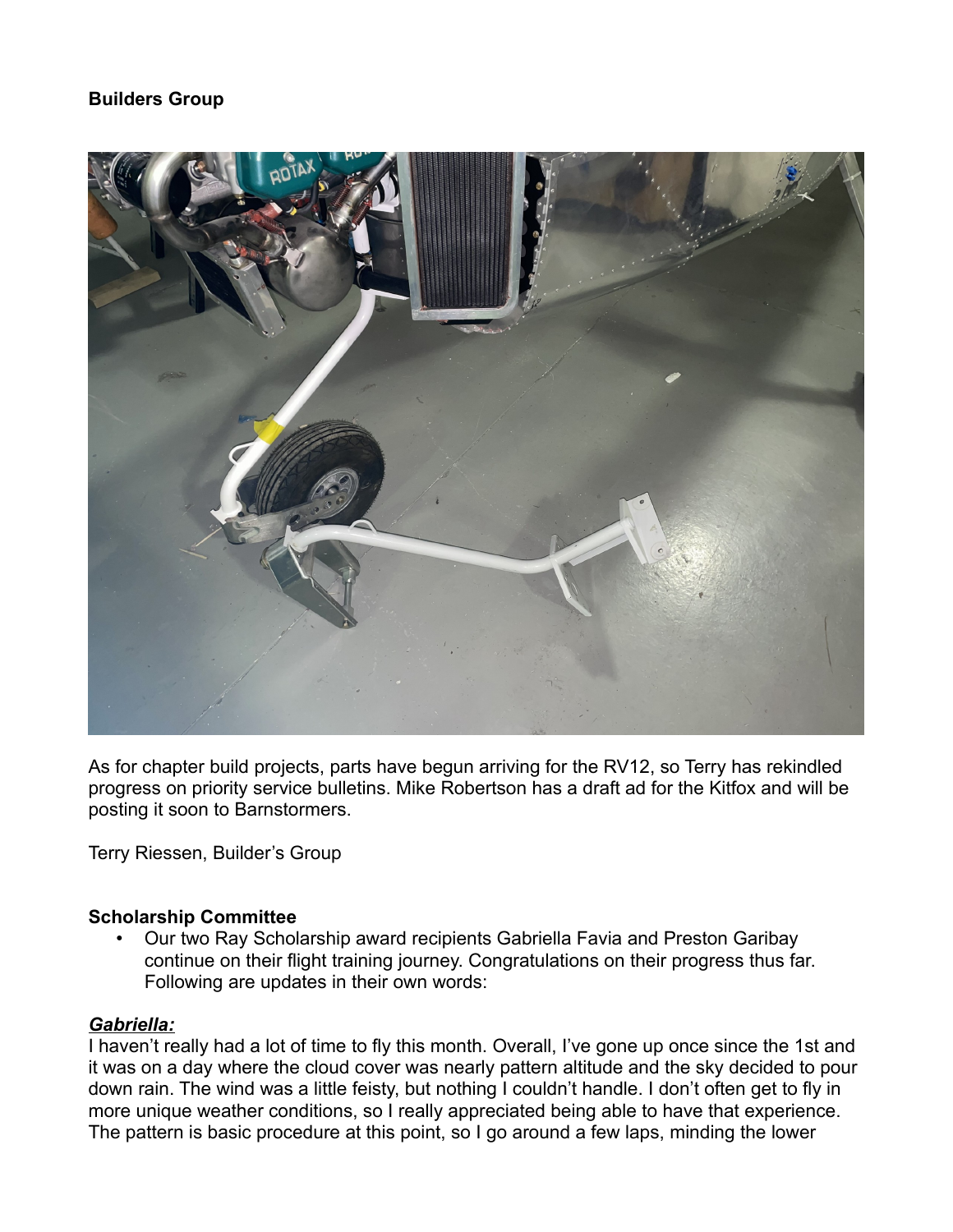**Builders Group**

As for chapter build projects, parts have begun arriving for the RV12, so Terry has rekindled progress on priority service bulletins. Mike Robertson has a draft ad for the Kitfox and will be posting it soon to Barnstormers.

Terry Riessen, Builder's Group

**Scholarship Committee**

- Our two Ray Scholarship award recipients Gabriella Favia and Preston Garibay continue on their flight training journey. Congratulations on their progress thus far. Following are updates in their own words:

***Gabriella:***

I haven't really had a lot of time to fly this month. Overall, I've gone up once since the 1st and it was on a day where the cloud cover was nearly pattern altitude and the sky decided to pour down rain. The wind was a little feisty, but nothing I couldn't handle. I don't often get to fly in more unique weather conditions, so I really appreciated being able to have that experience. The pattern is basic procedure at this point, so I go around a few laps, minding the lower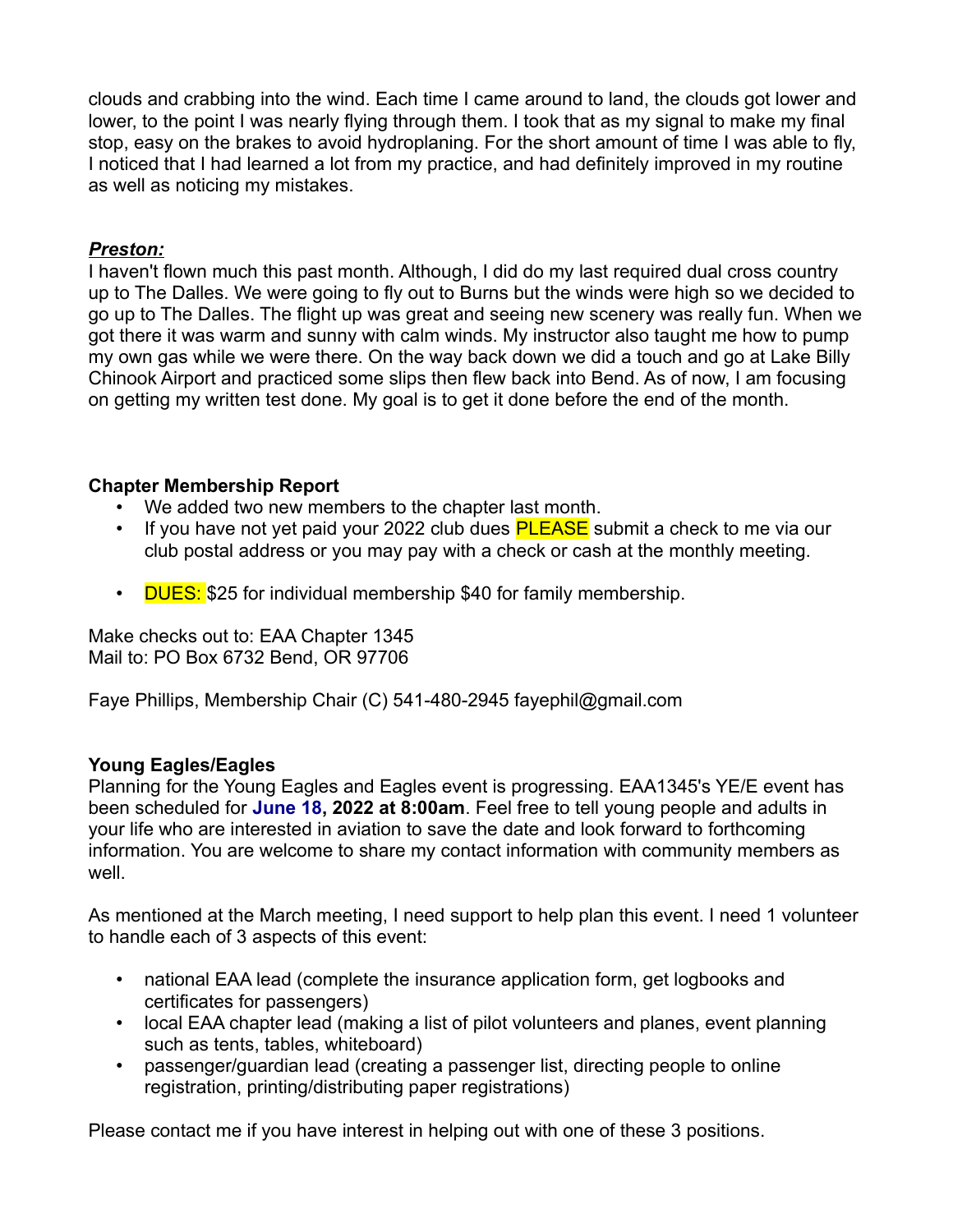clouds and crabbing into the wind. Each time I came around to land, the clouds got lower and lower, to the point I was nearly flying through them. I took that as my signal to make my final stop, easy on the brakes to avoid hydroplaning. For the short amount of time I was able to fly, I noticed that I had learned a lot from my practice, and had definitely improved in my routine as well as noticing my mistakes.

***Preston:***

I haven't flown much this past month. Although, I did do my last required dual cross country up to The Dalles. We were going to fly out to Burns but the winds were high so we decided to go up to The Dalles. The flight up was great and seeing new scenery was really fun. When we got there it was warm and sunny with calm winds. My instructor also taught me how to pump my own gas while we were there. On the way back down we did a touch and go at Lake Billy Chinook Airport and practiced some slips then flew back into Bend. As of now, I am focusing on getting my written test done. My goal is to get it done before the end of the month.

**Chapter Membership Report**

- We added two new members to the chapter last month.
- If you have not yet paid your 2022 club dues PLEASE submit a check to me via our club postal address or you may pay with a check or cash at the monthly meeting.
- DUES: $25 for individual membership $40 for family membership.

Make checks out to: EAA Chapter 1345
Mail to: PO Box 6732 Bend, OR 97706

Faye Phillips, Membership Chair (C) 541-480-2945 fayephil@gmail.com

**Young Eagles/Eagles**

Planning for the Young Eagles and Eagles event is progressing. EAA1345's YE/E event has been scheduled for **June 18, 2022 at 8:00am**. Feel free to tell young people and adults in your life who are interested in aviation to save the date and look forward to forthcoming information. You are welcome to share my contact information with community members as well.

As mentioned at the March meeting, I need support to help plan this event. I need 1 volunteer to handle each of 3 aspects of this event:

- national EAA lead (complete the insurance application form, get logbooks and certificates for passengers)
- local EAA chapter lead (making a list of pilot volunteers and planes, event planning such as tents, tables, whiteboard)
- passenger/guardian lead (creating a passenger list, directing people to online registration, printing/distributing paper registrations)

Please contact me if you have interest in helping out with one of these 3 positions.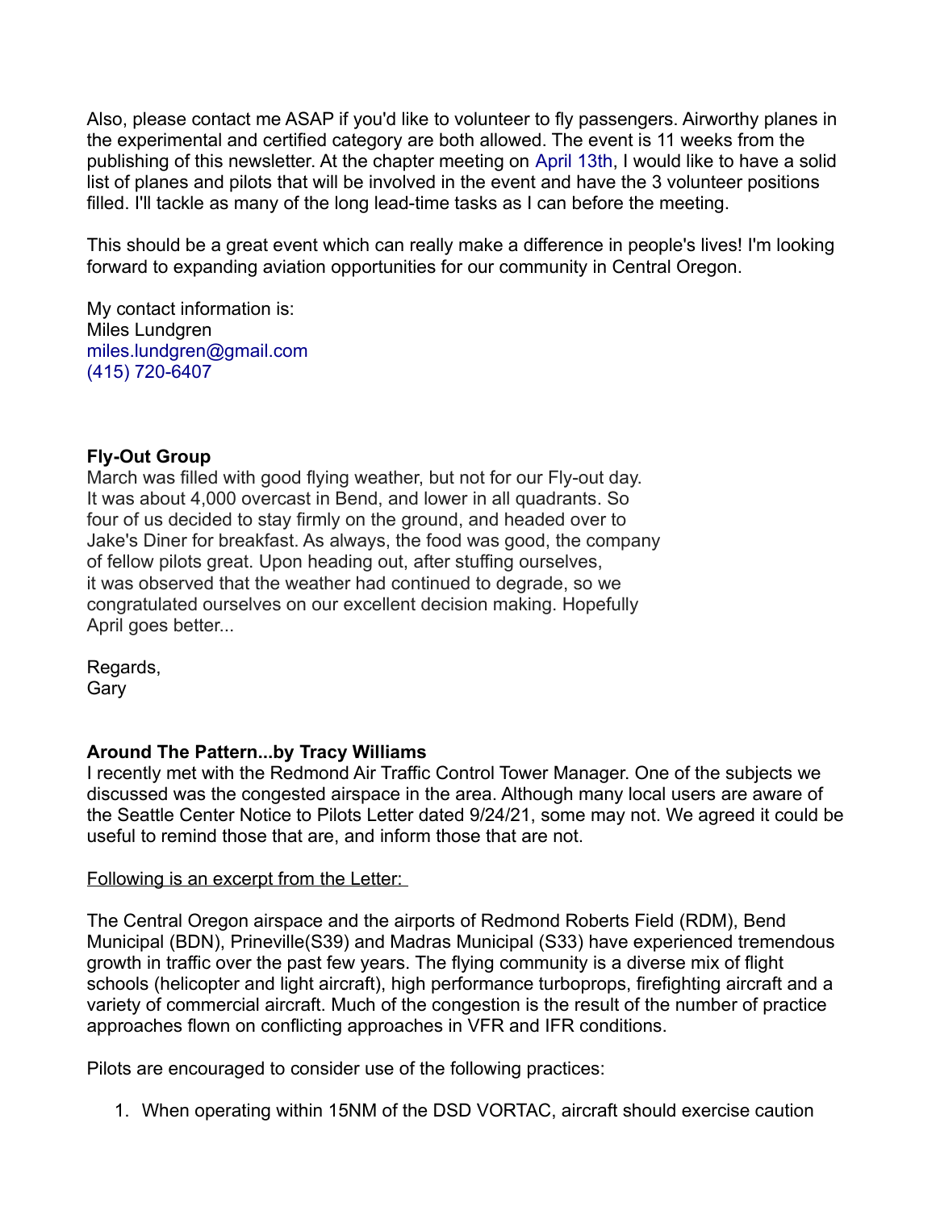Also, please contact me ASAP if you'd like to volunteer to fly passengers. Airworthy planes in the experimental and certified category are both allowed. The event is 11 weeks from the publishing of this newsletter. At the chapter meeting on April 13th, I would like to have a solid list of planes and pilots that will be involved in the event and have the 3 volunteer positions filled. I'll tackle as many of the long lead-time tasks as I can before the meeting.

This should be a great event which can really make a difference in people's lives! I'm looking forward to expanding aviation opportunities for our community in Central Oregon.

My contact information is:
Miles Lundgren
miles.lundgren@gmail.com
(415) 720-6407

**Fly-Out Group**
March was filled with good flying weather, but not for our Fly-out day. It was about 4,000 overcast in Bend, and lower in all quadrants. So four of us decided to stay firmly on the ground, and headed over to Jake's Diner for breakfast. As always, the food was good, the company of fellow pilots great. Upon heading out, after stuffing ourselves, it was observed that the weather had continued to degrade, so we congratulated ourselves on our excellent decision making. Hopefully April goes better...

Regards,
Gary

**Around The Pattern...by Tracy Williams**
I recently met with the Redmond Air Traffic Control Tower Manager. One of the subjects we discussed was the congested airspace in the area. Although many local users are aware of the Seattle Center Notice to Pilots Letter dated 9/24/21, some may not. We agreed it could be useful to remind those that are, and inform those that are not.

<u>Following is an excerpt from the Letter:</u>

The Central Oregon airspace and the airports of Redmond Roberts Field (RDM), Bend Municipal (BDN), Prineville(S39) and Madras Municipal (S33) have experienced tremendous growth in traffic over the past few years. The flying community is a diverse mix of flight schools (helicopter and light aircraft), high performance turboprops, firefighting aircraft and a variety of commercial aircraft. Much of the congestion is the result of the number of practice approaches flown on conflicting approaches in VFR and IFR conditions.

Pilots are encouraged to consider use of the following practices:

1. When operating within 15NM of the DSD VORTAC, aircraft should exercise caution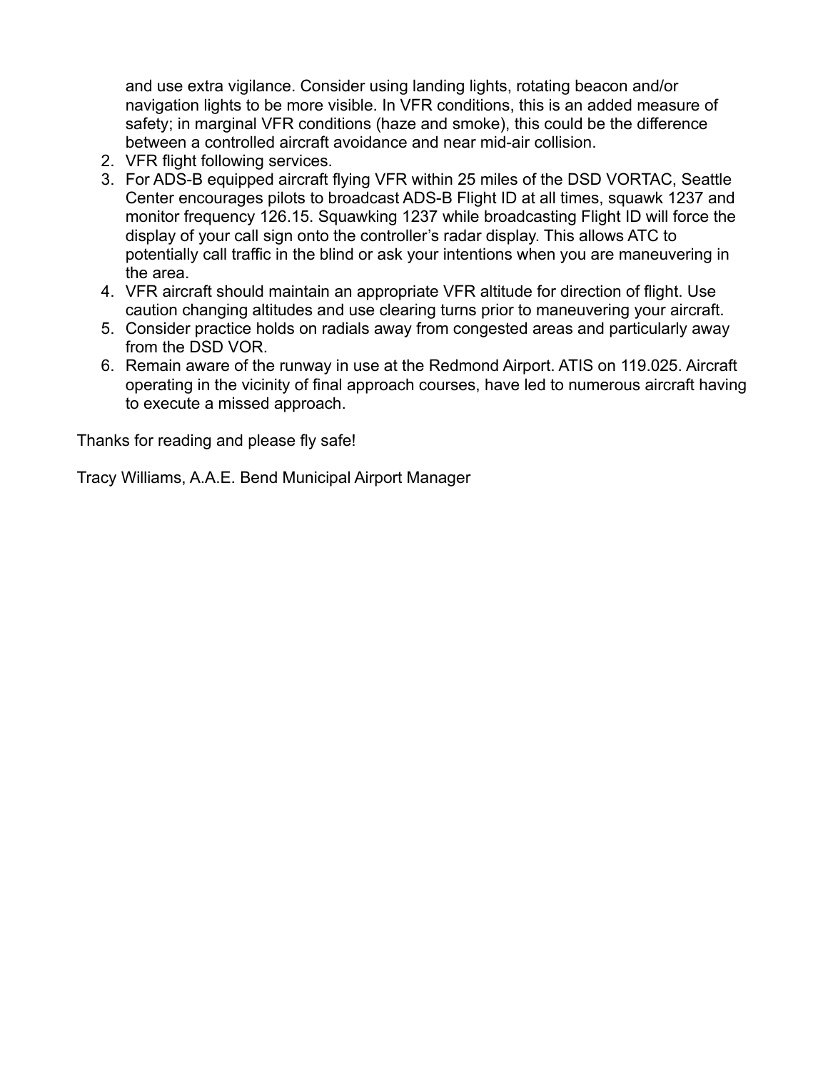and use extra vigilance. Consider using landing lights, rotating beacon and/or navigation lights to be more visible. In VFR conditions, this is an added measure of safety; in marginal VFR conditions (haze and smoke), this could be the difference between a controlled aircraft avoidance and near mid-air collision.

2. VFR flight following services.
3. For ADS-B equipped aircraft flying VFR within 25 miles of the DSD VORTAC, Seattle Center encourages pilots to broadcast ADS-B Flight ID at all times, squawk 1237 and monitor frequency 126.15. Squawking 1237 while broadcasting Flight ID will force the display of your call sign onto the controller's radar display. This allows ATC to potentially call traffic in the blind or ask your intentions when you are maneuvering in the area.
4. VFR aircraft should maintain an appropriate VFR altitude for direction of flight. Use caution changing altitudes and use clearing turns prior to maneuvering your aircraft.
5. Consider practice holds on radials away from congested areas and particularly away from the DSD VOR.
6. Remain aware of the runway in use at the Redmond Airport. ATIS on 119.025. Aircraft operating in the vicinity of final approach courses, have led to numerous aircraft having to execute a missed approach.

Thanks for reading and please fly safe!

Tracy Williams, A.A.E. Bend Municipal Airport Manager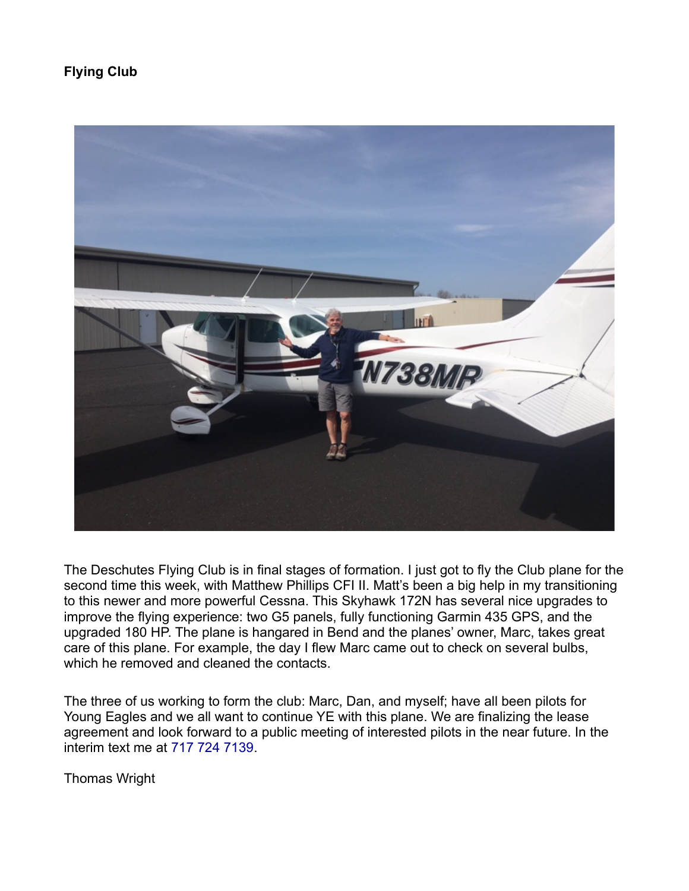**Flying Club**

The Deschutes Flying Club is in final stages of formation. I just got to fly the Club plane for the second time this week, with Matthew Phillips CFI II. Matt's been a big help in my transitioning to this newer and more powerful Cessna. This Skyhawk 172N has several nice upgrades to improve the flying experience: two G5 panels, fully functioning Garmin 435 GPS, and the upgraded 180 HP. The plane is hangared in Bend and the planes' owner, Marc, takes great care of this plane. For example, the day I flew Marc came out to check on several bulbs, which he removed and cleaned the contacts.

The three of us working to form the club: Marc, Dan, and myself; have all been pilots for Young Eagles and we all want to continue YE with this plane. We are finalizing the lease agreement and look forward to a public meeting of interested pilots in the near future. In the interim text me at 717 724 7139.

Thomas Wright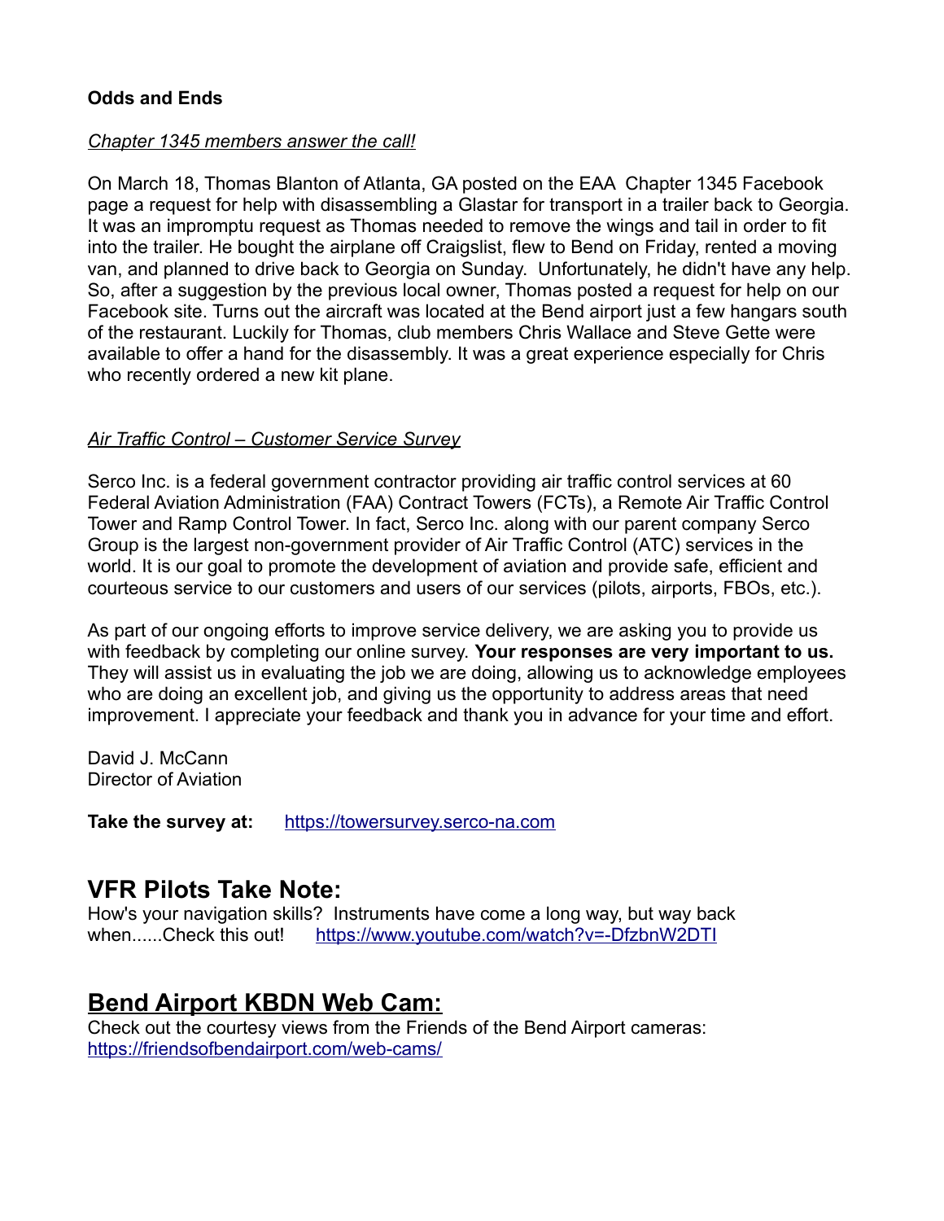**Odds and Ends**

*Chapter 1345 members answer the call!*

On March 18, Thomas Blanton of Atlanta, GA posted on the EAA Chapter 1345 Facebook page a request for help with disassembling a Glastar for transport in a trailer back to Georgia. It was an impromptu request as Thomas needed to remove the wings and tail in order to fit into the trailer. He bought the airplane off Craigslist, flew to Bend on Friday, rented a moving van, and planned to drive back to Georgia on Sunday. Unfortunately, he didn't have any help. So, after a suggestion by the previous local owner, Thomas posted a request for help on our Facebook site. Turns out the aircraft was located at the Bend airport just a few hangars south of the restaurant. Luckily for Thomas, club members Chris Wallace and Steve Gette were available to offer a hand for the disassembly. It was a great experience especially for Chris who recently ordered a new kit plane.

*Air Traffic Control – Customer Service Survey*

Serco Inc. is a federal government contractor providing air traffic control services at 60 Federal Aviation Administration (FAA) Contract Towers (FCTs), a Remote Air Traffic Control Tower and Ramp Control Tower. In fact, Serco Inc. along with our parent company Serco Group is the largest non-government provider of Air Traffic Control (ATC) services in the world. It is our goal to promote the development of aviation and provide safe, efficient and courteous service to our customers and users of our services (pilots, airports, FBOs, etc.).

As part of our ongoing efforts to improve service delivery, we are asking you to provide us with feedback by completing our online survey. **Your responses are very important to us.** They will assist us in evaluating the job we are doing, allowing us to acknowledge employees who are doing an excellent job, and giving us the opportunity to address areas that need improvement. I appreciate your feedback and thank you in advance for your time and effort.

David J. McCann
Director of Aviation

**Take the survey at:** https://towersurvey.serco-na.com

## VFR Pilots Take Note:

How's your navigation skills? Instruments have come a long way, but way back when......Check this out! https://www.youtube.com/watch?v=-DfzbnW2DTI

## Bend Airport KBDN Web Cam:

Check out the courtesy views from the Friends of the Bend Airport cameras:
https://friendsofbendairport.com/web-cams/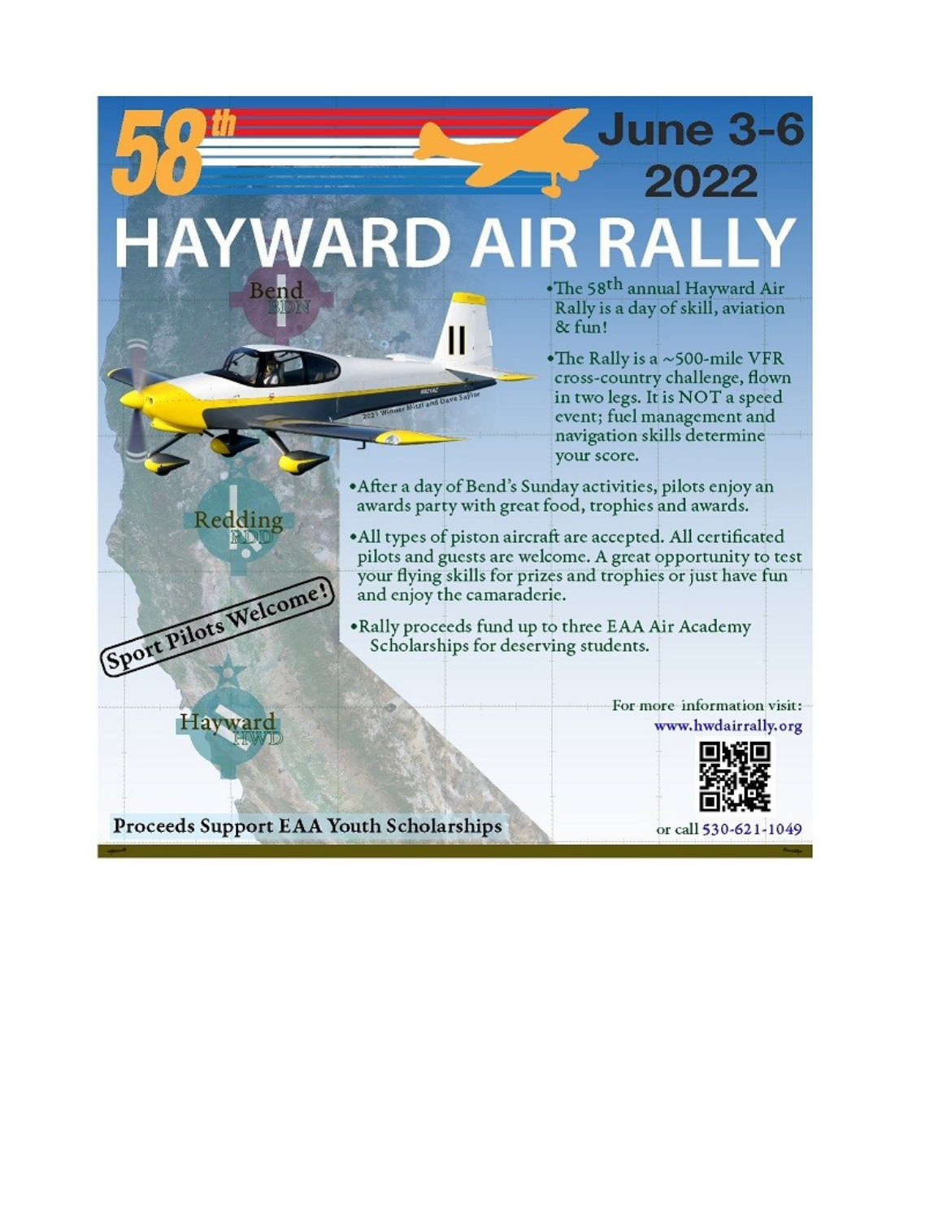# 58th HAYWARD AIR RALLY

## June 3-6 2022

- The 58th annual Hayward Air Rally is a day of skill, aviation & fun!
- The Rally is a ~500-mile VFR cross-country challenge, flown in two legs. It is NOT a speed event; fuel management and navigation skills determine your score.
- After a day of Bend's Sunday activities, pilots enjoy an awards party with great food, trophies and awards.
- All types of piston aircraft are accepted. All certificated pilots and guests are welcome. A great opportunity to test your flying skills for prizes and trophies or just have fun and enjoy the camaraderie.
- Rally proceeds fund up to three EAA Air Academy Scholarships for deserving students.

Bend BDN

Redding RDD

Hayward HWD

Sport Pilots Welcome!

For more information visit: www.hwdairrally.org

or call 530-621-1049

**Proceeds Support EAA Youth Scholarships**